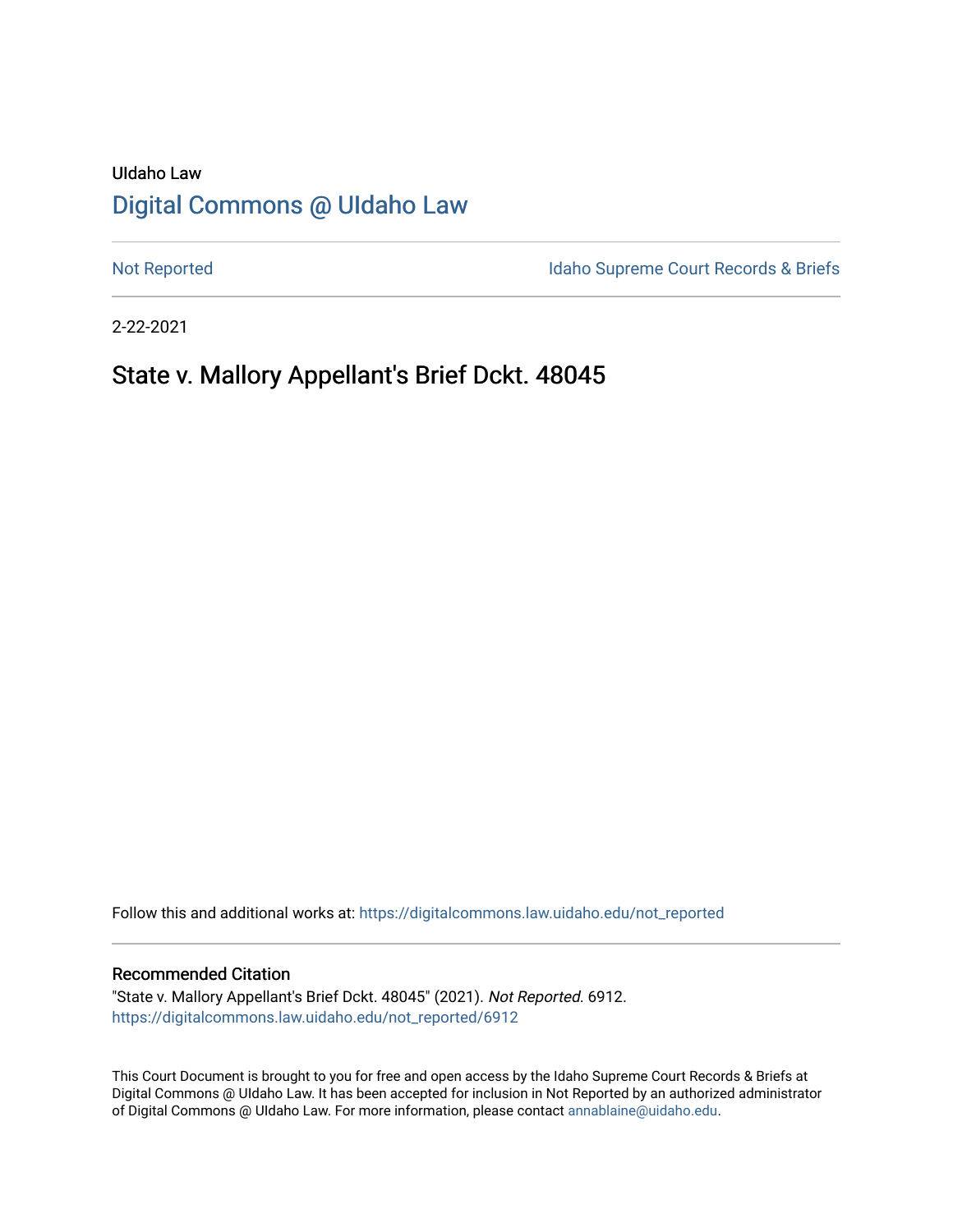UIdaho Law

# Digital Commons @ UIdaho Law

Not Reported | Idaho Supreme Court Records & Briefs

2-22-2021

## State v. Mallory Appellant's Brief Dckt. 48045

Follow this and additional works at: https://digitalcommons.law.uidaho.edu/not_reported

### Recommended Citation

"State v. Mallory Appellant's Brief Dckt. 48045" (2021). *Not Reported*. 6912.
https://digitalcommons.law.uidaho.edu/not_reported/6912

This Court Document is brought to you for free and open access by the Idaho Supreme Court Records & Briefs at Digital Commons @ UIdaho Law. It has been accepted for inclusion in Not Reported by an authorized administrator of Digital Commons @ UIdaho Law. For more information, please contact annablaine@uidaho.edu.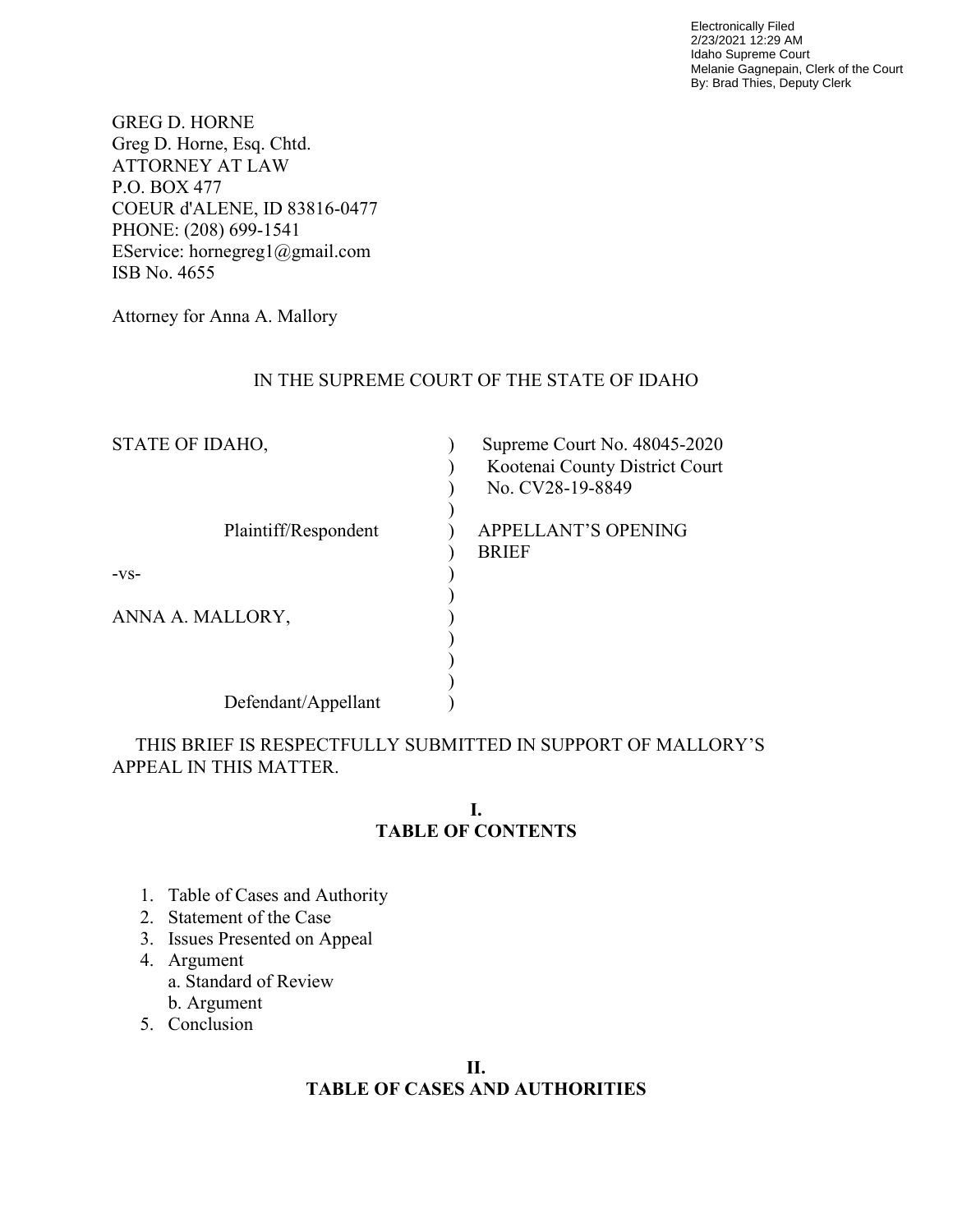Electronically Filed
2/23/2021 12:29 AM
Idaho Supreme Court
Melanie Gagnepain, Clerk of the Court
By: Brad Thies, Deputy Clerk

GREG D. HORNE
Greg D. Horne, Esq. Chtd.
ATTORNEY AT LAW
P.O. BOX 477
COEUR d'ALENE, ID 83816-0477
PHONE: (208) 699-1541
EService: hornegreg1@gmail.com
ISB No. 4655

Attorney for Anna A. Mallory

IN THE SUPREME COURT OF THE STATE OF IDAHO

| | | |
|---|---|---|
| STATE OF IDAHO, | ) | Supreme Court No. 48045-2020 |
| | ) | Kootenai County District Court |
| | ) | No. CV28-19-8849 |
| | ) | |
| Plaintiff/Respondent | ) | APPELLANT'S OPENING |
| | ) | BRIEF |
| -vs- | ) | |
| | ) | |
| ANNA A. MALLORY, | ) | |
| | ) | |
| | ) | |
| | ) | |
| Defendant/Appellant | ) | |

THIS BRIEF IS RESPECTFULLY SUBMITTED IN SUPPORT OF MALLORY'S APPEAL IN THIS MATTER.

## I.
## TABLE OF CONTENTS

1. Table of Cases and Authority
2. Statement of the Case
3. Issues Presented on Appeal
4. Argument
   a. Standard of Review
   b. Argument
5. Conclusion

## II.
## TABLE OF CASES AND AUTHORITIES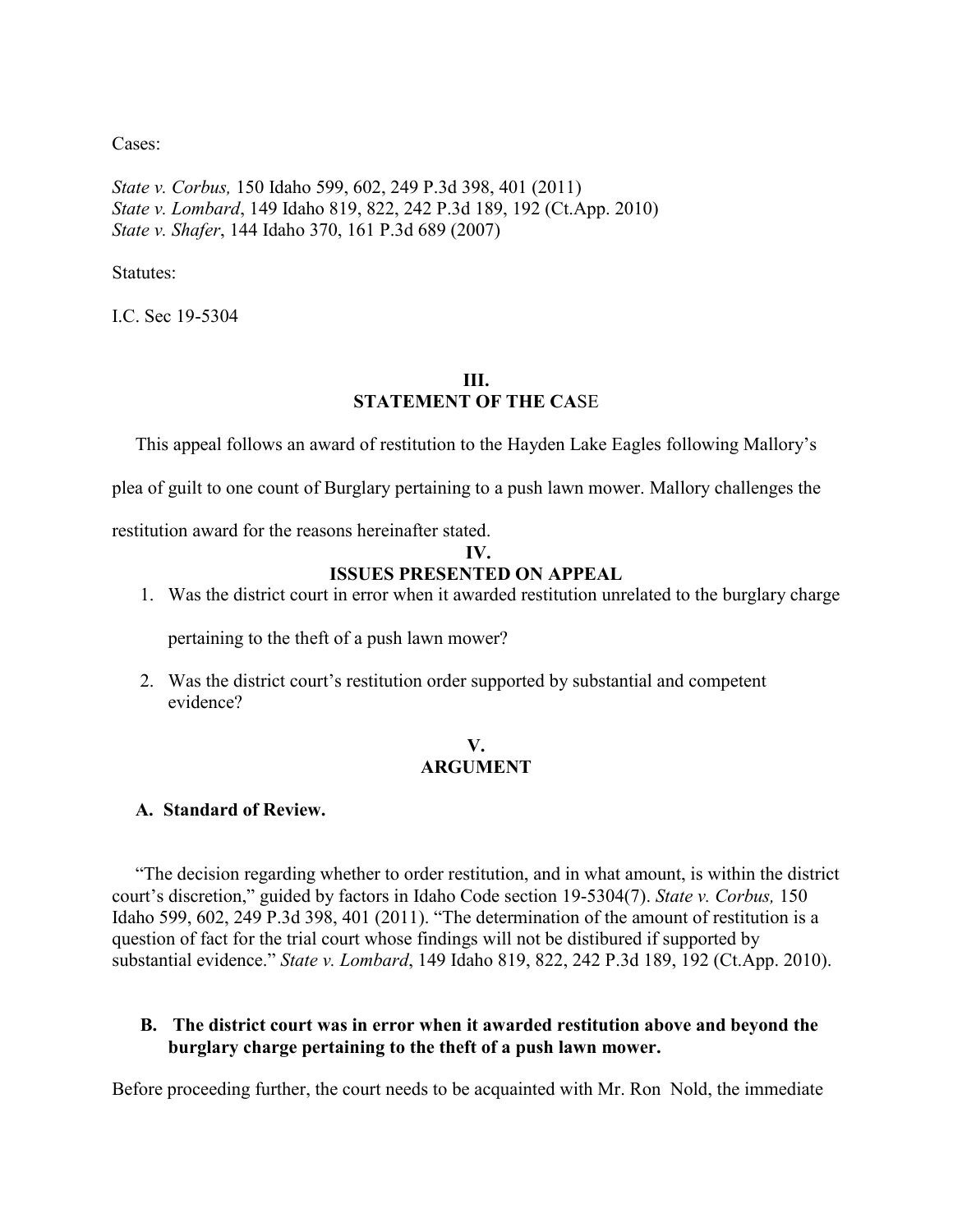Cases:

*State v. Corbus,* 150 Idaho 599, 602, 249 P.3d 398, 401 (2011)
*State v. Lombard*, 149 Idaho 819, 822, 242 P.3d 189, 192 (Ct.App. 2010)
*State v. Shafer*, 144 Idaho 370, 161 P.3d 689 (2007)

Statutes:

I.C. Sec 19-5304

## III.
## STATEMENT OF THE CASE

This appeal follows an award of restitution to the Hayden Lake Eagles following Mallory's plea of guilt to one count of Burglary pertaining to a push lawn mower. Mallory challenges the restitution award for the reasons hereinafter stated.

## IV.
## ISSUES PRESENTED ON APPEAL

1. Was the district court in error when it awarded restitution unrelated to the burglary charge pertaining to the theft of a push lawn mower?
2. Was the district court's restitution order supported by substantial and competent evidence?

## V.
## ARGUMENT

### A. Standard of Review.

"The decision regarding whether to order restitution, and in what amount, is within the district court's discretion," guided by factors in Idaho Code section 19-5304(7). *State v. Corbus,* 150 Idaho 599, 602, 249 P.3d 398, 401 (2011). "The determination of the amount of restitution is a question of fact for the trial court whose findings will not be distibured if supported by substantial evidence." *State v. Lombard*, 149 Idaho 819, 822, 242 P.3d 189, 192 (Ct.App. 2010).

### B. The district court was in error when it awarded restitution above and beyond the burglary charge pertaining to the theft of a push lawn mower.

Before proceeding further, the court needs to be acquainted with Mr. Ron Nold, the immediate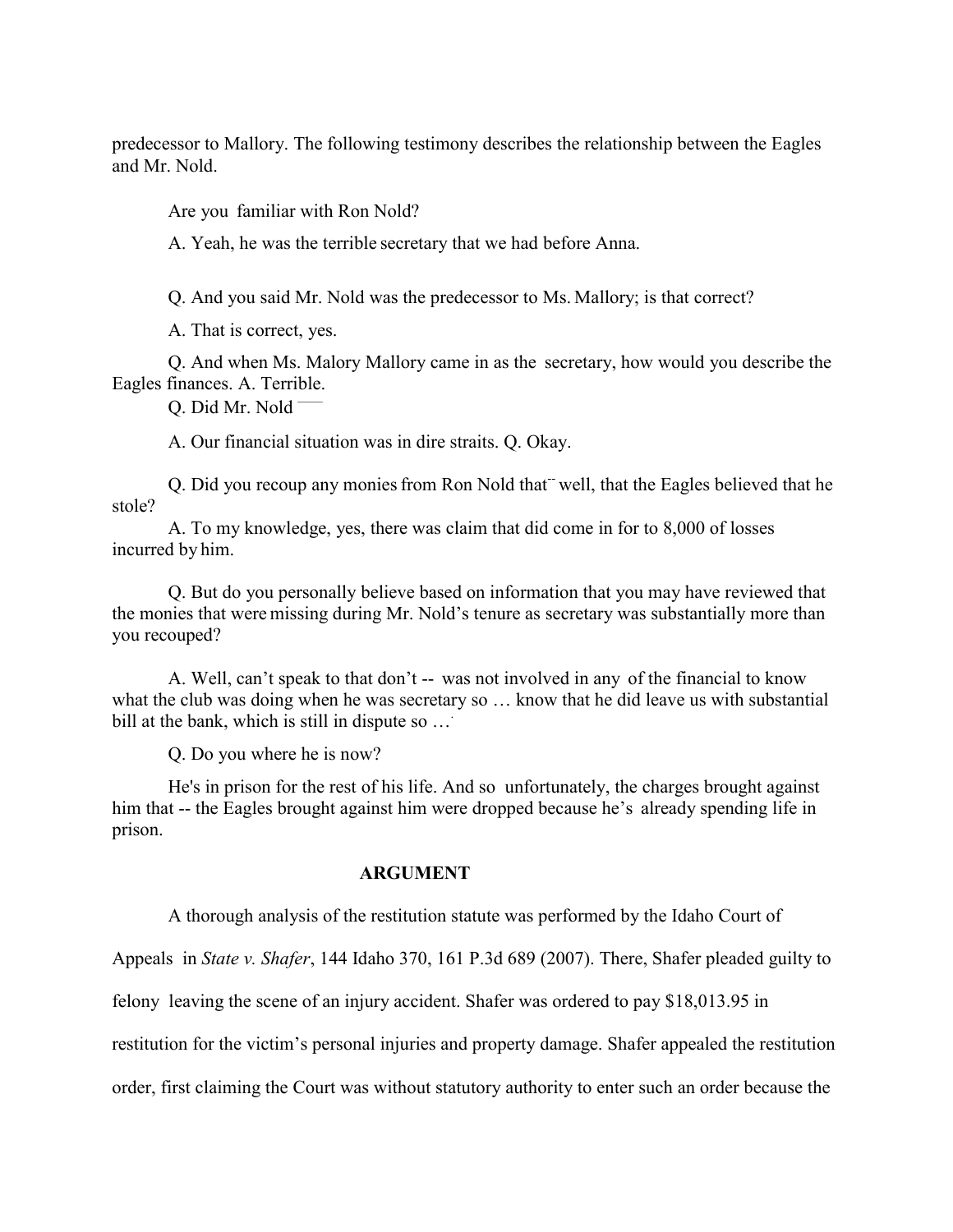predecessor to Mallory. The following testimony describes the relationship between the Eagles and Mr. Nold.

Are you familiar with Ron Nold?

A. Yeah, he was the terrible secretary that we had before Anna.

Q. And you said Mr. Nold was the predecessor to Ms. Mallory; is that correct?

A. That is correct, yes.

Q. And when Ms. Malory Mallory came in as the secretary, how would you describe the Eagles finances. A. Terrible.

Q. Did Mr. Nold ——

A. Our financial situation was in dire straits. Q. Okay.

Q. Did you recoup any monies from Ron Nold that-- well, that the Eagles believed that he stole?

A. To my knowledge, yes, there was claim that did come in for to 8,000 of losses incurred by him.

Q. But do you personally believe based on information that you may have reviewed that the monies that were missing during Mr. Nold's tenure as secretary was substantially more than you recouped?

A. Well, can't speak to that don't -- was not involved in any of the financial to know what the club was doing when he was secretary so … know that he did leave us with substantial bill at the bank, which is still in dispute so …

Q. Do you where he is now?

He's in prison for the rest of his life. And so unfortunately, the charges brought against him that -- the Eagles brought against him were dropped because he's already spending life in prison.

## ARGUMENT

A thorough analysis of the restitution statute was performed by the Idaho Court of Appeals in *State v. Shafer*, 144 Idaho 370, 161 P.3d 689 (2007). There, Shafer pleaded guilty to felony leaving the scene of an injury accident. Shafer was ordered to pay $18,013.95 in restitution for the victim's personal injuries and property damage. Shafer appealed the restitution order, first claiming the Court was without statutory authority to enter such an order because the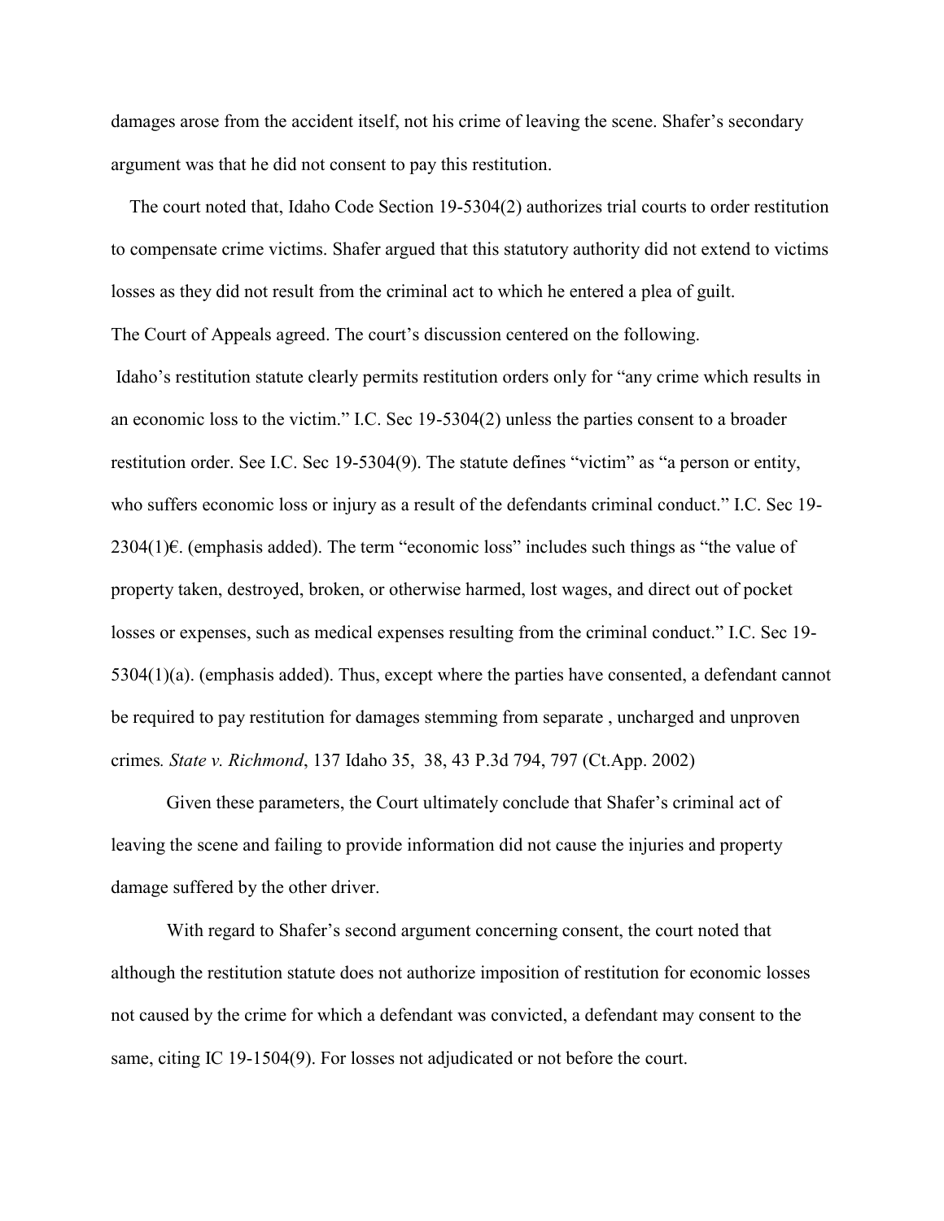damages arose from the accident itself, not his crime of leaving the scene. Shafer's secondary argument was that he did not consent to pay this restitution.

The court noted that, Idaho Code Section 19-5304(2) authorizes trial courts to order restitution to compensate crime victims. Shafer argued that this statutory authority did not extend to victims losses as they did not result from the criminal act to which he entered a plea of guilt.

The Court of Appeals agreed. The court's discussion centered on the following.

Idaho's restitution statute clearly permits restitution orders only for "any crime which results in an economic loss to the victim." I.C. Sec 19-5304(2) unless the parties consent to a broader restitution order. See I.C. Sec 19-5304(9). The statute defines "victim" as "a person or entity, who suffers economic loss or injury as a result of the defendants criminal conduct." I.C. Sec 19-2304(1)€. (emphasis added). The term "economic loss" includes such things as "the value of property taken, destroyed, broken, or otherwise harmed, lost wages, and direct out of pocket losses or expenses, such as medical expenses resulting from the criminal conduct." I.C. Sec 19-5304(1)(a). (emphasis added). Thus, except where the parties have consented, a defendant cannot be required to pay restitution for damages stemming from separate , uncharged and unproven crimes*.* *State v. Richmond*, 137 Idaho 35, 38, 43 P.3d 794, 797 (Ct.App. 2002)

Given these parameters, the Court ultimately conclude that Shafer's criminal act of leaving the scene and failing to provide information did not cause the injuries and property damage suffered by the other driver.

With regard to Shafer's second argument concerning consent, the court noted that although the restitution statute does not authorize imposition of restitution for economic losses not caused by the crime for which a defendant was convicted, a defendant may consent to the same, citing IC 19-1504(9). For losses not adjudicated or not before the court.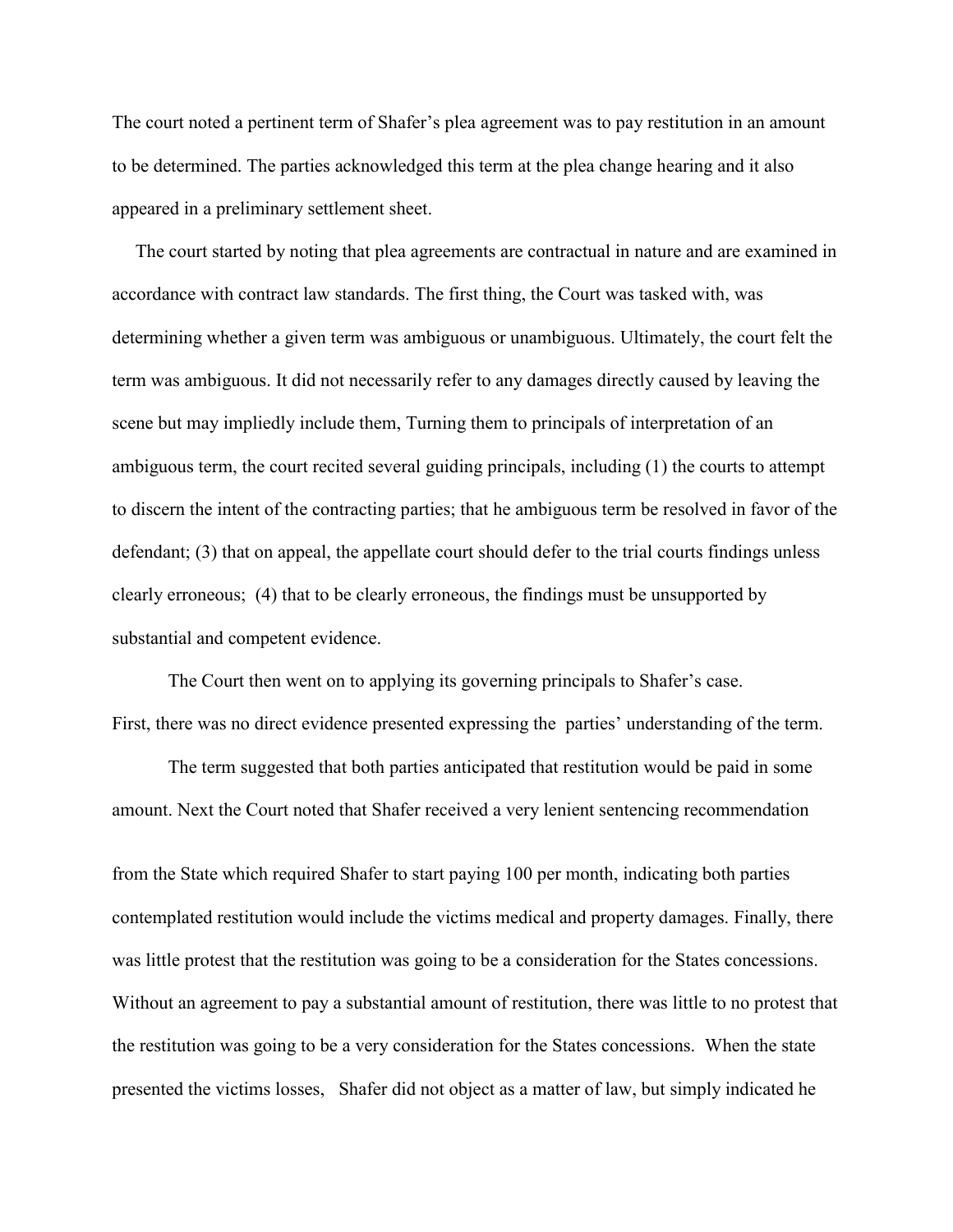The court noted a pertinent term of Shafer's plea agreement was to pay restitution in an amount to be determined. The parties acknowledged this term at the plea change hearing and it also appeared in a preliminary settlement sheet.

The court started by noting that plea agreements are contractual in nature and are examined in accordance with contract law standards. The first thing, the Court was tasked with, was determining whether a given term was ambiguous or unambiguous. Ultimately, the court felt the term was ambiguous. It did not necessarily refer to any damages directly caused by leaving the scene but may impliedly include them, Turning them to principals of interpretation of an ambiguous term, the court recited several guiding principals, including (1) the courts to attempt to discern the intent of the contracting parties; that he ambiguous term be resolved in favor of the defendant; (3) that on appeal, the appellate court should defer to the trial courts findings unless clearly erroneous; (4) that to be clearly erroneous, the findings must be unsupported by substantial and competent evidence.

The Court then went on to applying its governing principals to Shafer's case. First, there was no direct evidence presented expressing the parties' understanding of the term.

The term suggested that both parties anticipated that restitution would be paid in some amount. Next the Court noted that Shafer received a very lenient sentencing recommendation from the State which required Shafer to start paying 100 per month, indicating both parties contemplated restitution would include the victims medical and property damages. Finally, there was little protest that the restitution was going to be a consideration for the States concessions. Without an agreement to pay a substantial amount of restitution, there was little to no protest that the restitution was going to be a very consideration for the States concessions. When the state presented the victims losses, Shafer did not object as a matter of law, but simply indicated he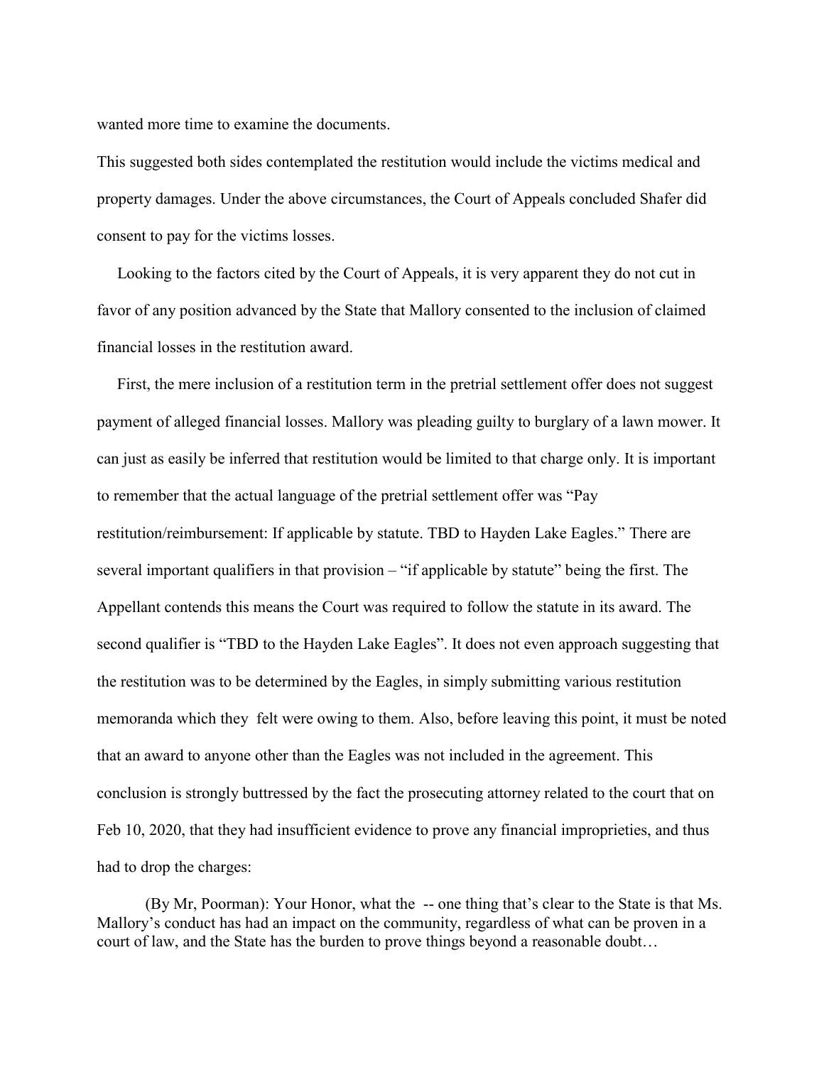wanted more time to examine the documents.

This suggested both sides contemplated the restitution would include the victims medical and property damages. Under the above circumstances, the Court of Appeals concluded Shafer did consent to pay for the victims losses.

Looking to the factors cited by the Court of Appeals, it is very apparent they do not cut in favor of any position advanced by the State that Mallory consented to the inclusion of claimed financial losses in the restitution award.

First, the mere inclusion of a restitution term in the pretrial settlement offer does not suggest payment of alleged financial losses. Mallory was pleading guilty to burglary of a lawn mower. It can just as easily be inferred that restitution would be limited to that charge only. It is important to remember that the actual language of the pretrial settlement offer was "Pay restitution/reimbursement: If applicable by statute. TBD to Hayden Lake Eagles." There are several important qualifiers in that provision – "if applicable by statute" being the first. The Appellant contends this means the Court was required to follow the statute in its award. The second qualifier is "TBD to the Hayden Lake Eagles". It does not even approach suggesting that the restitution was to be determined by the Eagles, in simply submitting various restitution memoranda which they felt were owing to them. Also, before leaving this point, it must be noted that an award to anyone other than the Eagles was not included in the agreement. This conclusion is strongly buttressed by the fact the prosecuting attorney related to the court that on Feb 10, 2020, that they had insufficient evidence to prove any financial improprieties, and thus had to drop the charges:

> (By Mr, Poorman): Your Honor, what the -- one thing that's clear to the State is that Ms. Mallory's conduct has had an impact on the community, regardless of what can be proven in a court of law, and the State has the burden to prove things beyond a reasonable doubt…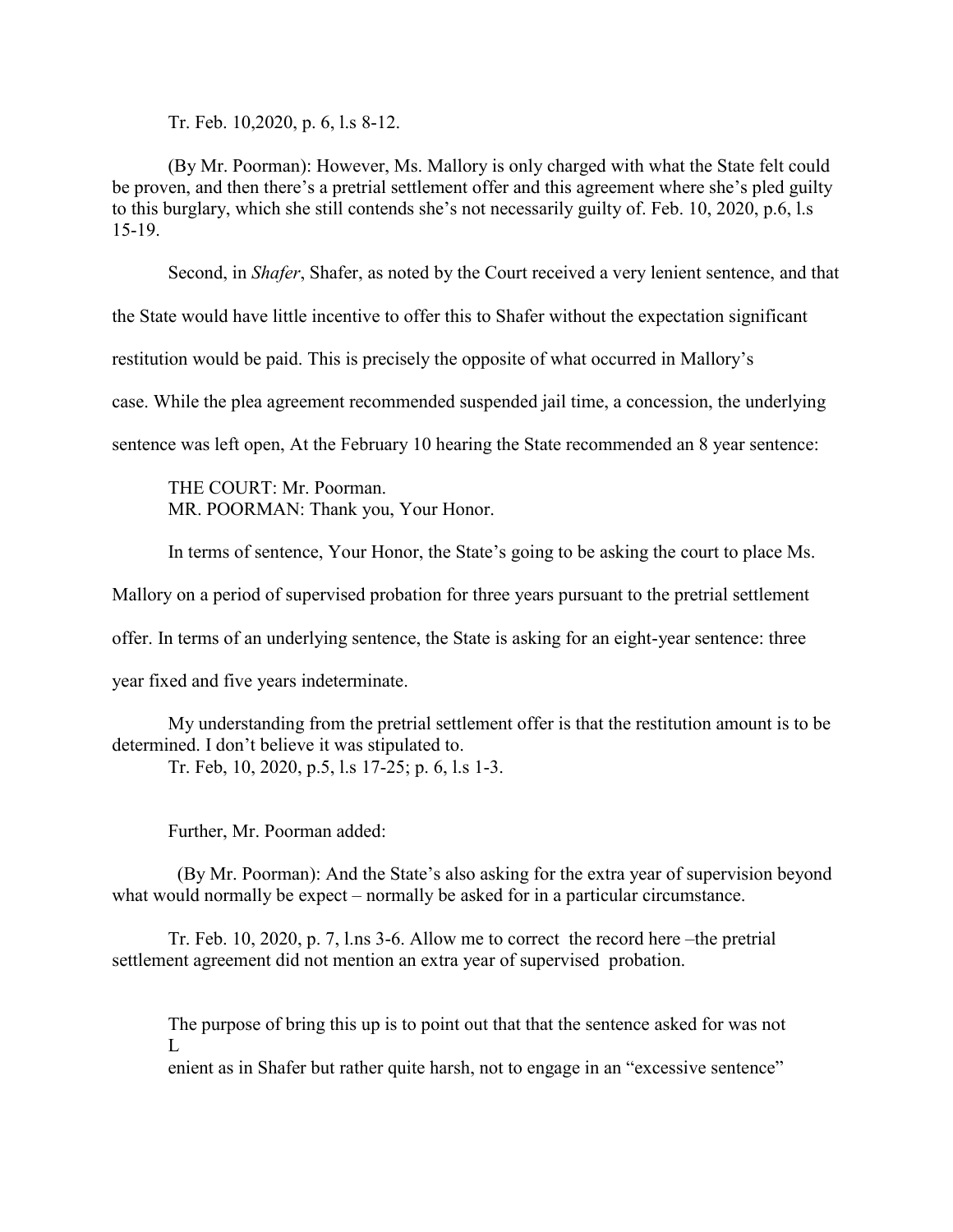Tr. Feb. 10,2020, p. 6, l.s 8-12.

(By Mr. Poorman): However, Ms. Mallory is only charged with what the State felt could be proven, and then there's a pretrial settlement offer and this agreement where she's pled guilty to this burglary, which she still contends she's not necessarily guilty of. Feb. 10, 2020, p.6, l.s 15-19.

Second, in *Shafer*, Shafer, as noted by the Court received a very lenient sentence, and that the State would have little incentive to offer this to Shafer without the expectation significant restitution would be paid. This is precisely the opposite of what occurred in Mallory's case. While the plea agreement recommended suspended jail time, a concession, the underlying sentence was left open, At the February 10 hearing the State recommended an 8 year sentence:

THE COURT: Mr. Poorman.
MR. POORMAN: Thank you, Your Honor.

In terms of sentence, Your Honor, the State's going to be asking the court to place Ms. Mallory on a period of supervised probation for three years pursuant to the pretrial settlement offer. In terms of an underlying sentence, the State is asking for an eight-year sentence: three year fixed and five years indeterminate.

My understanding from the pretrial settlement offer is that the restitution amount is to be determined. I don't believe it was stipulated to.
Tr. Feb, 10, 2020, p.5, l.s 17-25; p. 6, l.s 1-3.

Further, Mr. Poorman added:

(By Mr. Poorman): And the State's also asking for the extra year of supervision beyond what would normally be expect – normally be asked for in a particular circumstance.

Tr. Feb. 10, 2020, p. 7, l.ns 3-6. Allow me to correct the record here –the pretrial settlement agreement did not mention an extra year of supervised probation.

The purpose of bring this up is to point out that that the sentence asked for was not L
enient as in Shafer but rather quite harsh, not to engage in an "excessive sentence"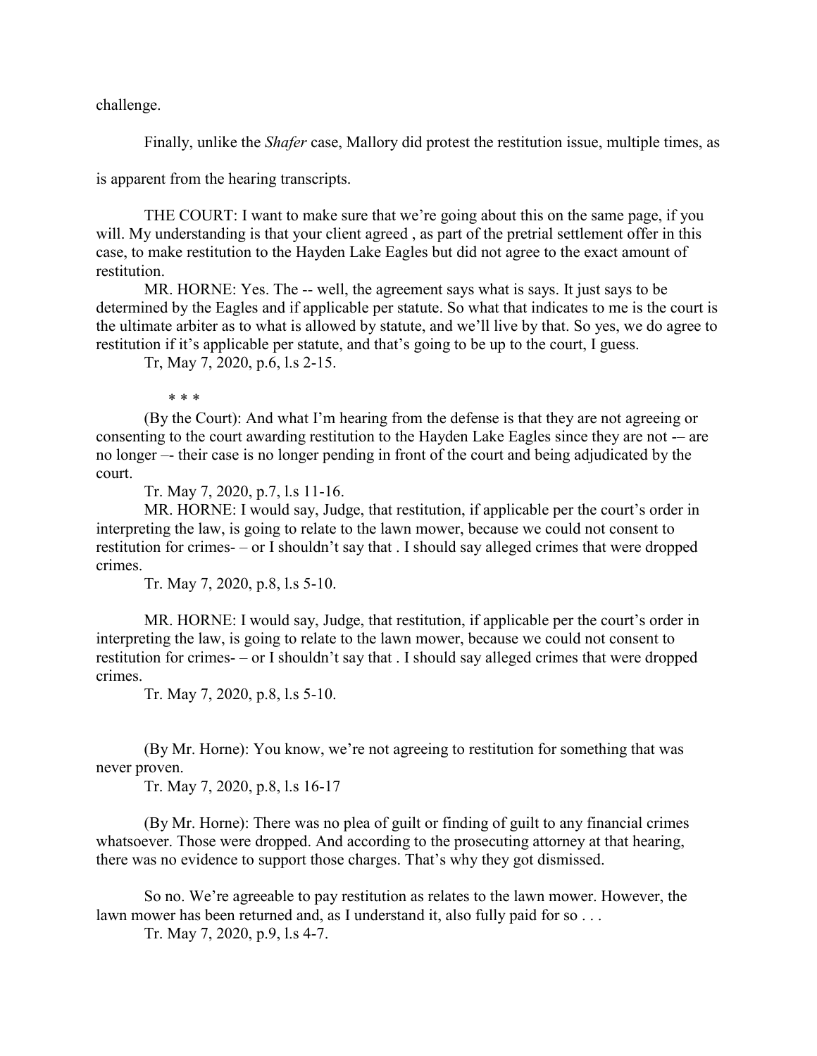challenge.

Finally, unlike the *Shafer* case, Mallory did protest the restitution issue, multiple times, as is apparent from the hearing transcripts.

THE COURT: I want to make sure that we're going about this on the same page, if you will. My understanding is that your client agreed , as part of the pretrial settlement offer in this case, to make restitution to the Hayden Lake Eagles but did not agree to the exact amount of restitution.

MR. HORNE: Yes. The -- well, the agreement says what is says. It just says to be determined by the Eagles and if applicable per statute. So what that indicates to me is the court is the ultimate arbiter as to what is allowed by statute, and we'll live by that. So yes, we do agree to restitution if it's applicable per statute, and that's going to be up to the court, I guess.

Tr, May 7, 2020, p.6, l.s 2-15.

\* \* \*

(By the Court): And what I'm hearing from the defense is that they are not agreeing or consenting to the court awarding restitution to the Hayden Lake Eagles since they are not -– are no longer –- their case is no longer pending in front of the court and being adjudicated by the court.

Tr. May 7, 2020, p.7, l.s 11-16.

MR. HORNE: I would say, Judge, that restitution, if applicable per the court's order in interpreting the law, is going to relate to the lawn mower, because we could not consent to restitution for crimes- – or I shouldn't say that . I should say alleged crimes that were dropped crimes.

Tr. May 7, 2020, p.8, l.s 5-10.

MR. HORNE: I would say, Judge, that restitution, if applicable per the court's order in interpreting the law, is going to relate to the lawn mower, because we could not consent to restitution for crimes- – or I shouldn't say that . I should say alleged crimes that were dropped crimes.

Tr. May 7, 2020, p.8, l.s 5-10.

(By Mr. Horne): You know, we're not agreeing to restitution for something that was never proven.

Tr. May 7, 2020, p.8, l.s 16-17

(By Mr. Horne): There was no plea of guilt or finding of guilt to any financial crimes whatsoever. Those were dropped. And according to the prosecuting attorney at that hearing, there was no evidence to support those charges. That's why they got dismissed.

So no. We're agreeable to pay restitution as relates to the lawn mower. However, the lawn mower has been returned and, as I understand it, also fully paid for so . . .

Tr. May 7, 2020, p.9, l.s 4-7.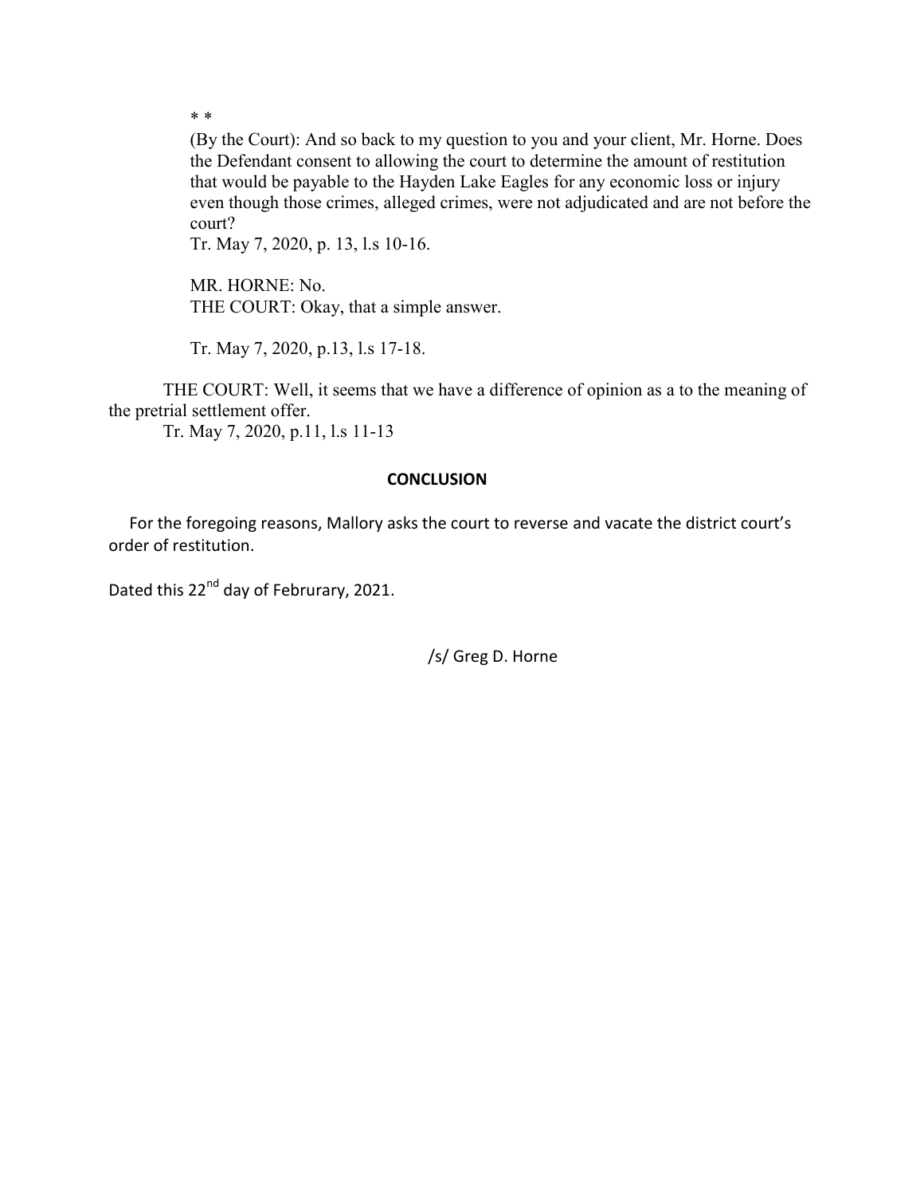* *

(By the Court): And so back to my question to you and your client, Mr. Horne. Does the Defendant consent to allowing the court to determine the amount of restitution that would be payable to the Hayden Lake Eagles for any economic loss or injury even though those crimes, alleged crimes, were not adjudicated and are not before the court?

Tr. May 7, 2020, p. 13, l.s 10-16.

MR. HORNE: No.

THE COURT: Okay, that a simple answer.

Tr. May 7, 2020, p.13, l.s 17-18.

THE COURT: Well, it seems that we have a difference of opinion as a to the meaning of the pretrial settlement offer.

Tr. May 7, 2020, p.11, l.s 11-13

## CONCLUSION

For the foregoing reasons, Mallory asks the court to reverse and vacate the district court's order of restitution.

Dated this 22nd day of Februrary, 2021.

/s/ Greg D. Horne